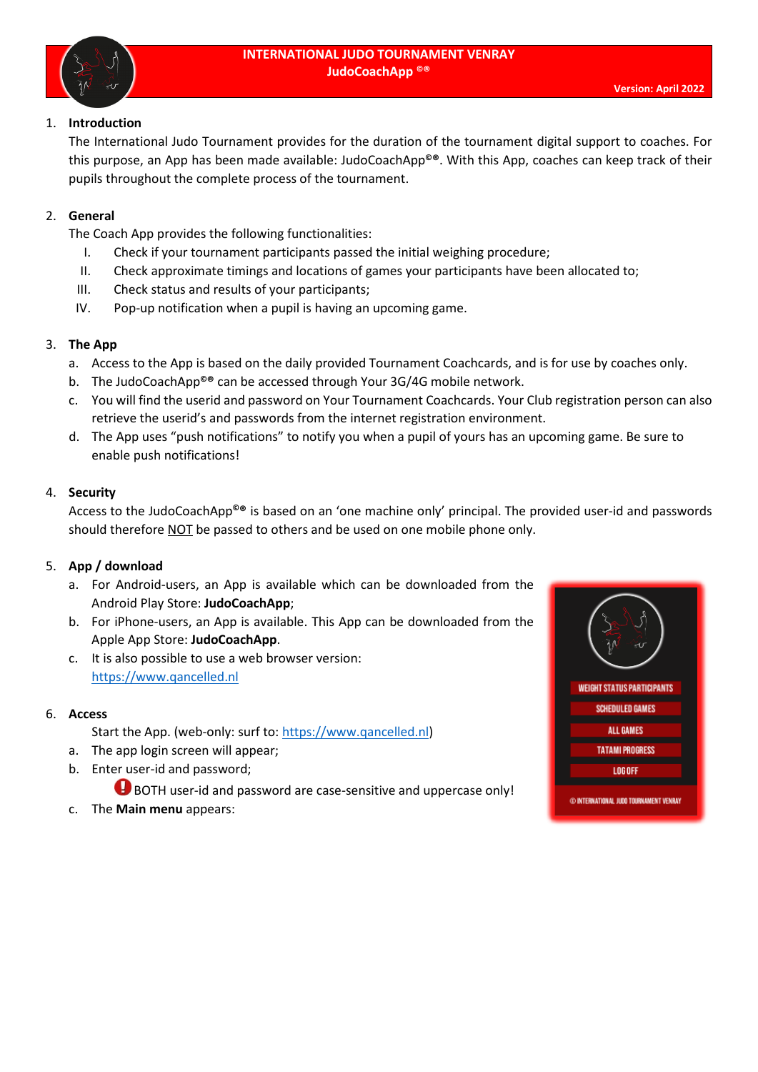# INTERNATIONAL JUDO TOURNAMENT VENRAY
## JudoCoachApp ©®

Version: April 2022

1. **Introduction**

   The International Judo Tournament provides for the duration of the tournament digital support to coaches. For this purpose, an App has been made available: JudoCoachApp©®. With this App, coaches can keep track of their pupils throughout the complete process of the tournament.

2. **General**

   The Coach App provides the following functionalities:

   I. Check if your tournament participants passed the initial weighing procedure;
   II. Check approximate timings and locations of games your participants have been allocated to;
   III. Check status and results of your participants;
   IV. Pop-up notification when a pupil is having an upcoming game.

3. **The App**

   a. Access to the App is based on the daily provided Tournament Coachcards, and is for use by coaches only.
   b. The JudoCoachApp©® can be accessed through Your 3G/4G mobile network.
   c. You will find the userid and password on Your Tournament Coachcards. Your Club registration person can also retrieve the userid's and passwords from the internet registration environment.
   d. The App uses "push notifications" to notify you when a pupil of yours has an upcoming game. Be sure to enable push notifications!

4. **Security**

   Access to the JudoCoachApp©® is based on an 'one machine only' principal. The provided user-id and passwords should therefore NOT be passed to others and be used on one mobile phone only.

5. **App / download**

   a. For Android-users, an App is available which can be downloaded from the Android Play Store: **JudoCoachApp**;
   b. For iPhone-users, an App is available. This App can be downloaded from the Apple App Store: **JudoCoachApp**.
   c. It is also possible to use a web browser version: https://www.qancelled.nl

6. **Access**

   Start the App. (web-only: surf to: https://www.qancelled.nl)

   a. The app login screen will appear;
   b. Enter user-id and password;

      ❗ BOTH user-id and password are case-sensitive and uppercase only!

   c. The **Main menu** appears:

WEIGHT STATUS PARTICIPANTS
SCHEDULED GAMES
ALL GAMES
TATAMI PROGRESS
LOG OFF
© INTERNATIONAL JUDO TOURNAMENT VENRAY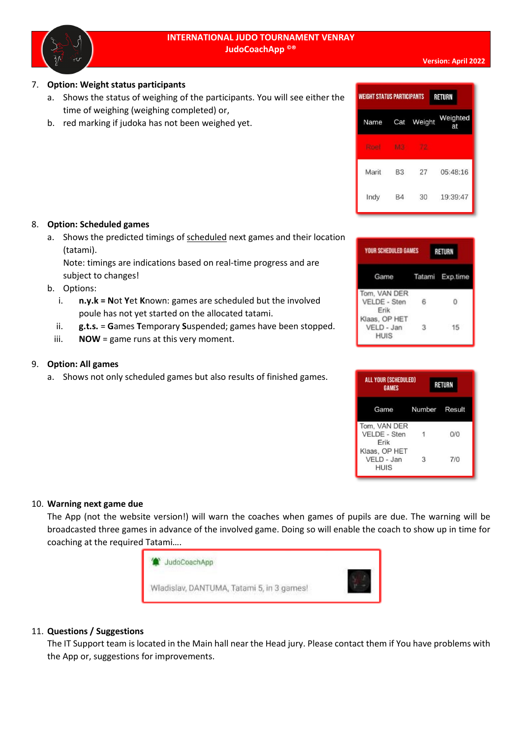7. **Option: Weight status participants**
   a. Shows the status of weighing of the participants. You will see either the time of weighing (weighing completed) or,
   b. red marking if judoka has not been weighed yet.

WEIGHT STATUS PARTICIPANTS RETURN

| Name | Cat | Weight | Weighted at |
|---|---|---|---|
| Roel | M3 | 72 | |
| Marit | B3 | 27 | 05:48:16 |
| Indy | B4 | 30 | 19:39:47 |

8. **Option: Scheduled games**
   a. Shows the predicted timings of <u>scheduled</u> next games and their location (tatami).
   Note: timings are indications based on real-time progress and are subject to changes!
   b. Options:
      i. **n.y.k = N**ot **Y**et **K**nown: games are scheduled but the involved poule has not yet started on the allocated tatami.
      ii. **g.t.s.** = **G**ames **T**emporary **S**uspended; games have been stopped.
      iii. **NOW** = game runs at this very moment.

YOUR SCHEDULED GAMES RETURN

| Game | Tatami | Exp.time |
|---|---|---|
| Tom, VAN DER VELDE - Sten Erik | 6 | 0 |
| Klaas, OP HET VELD - Jan HUIS | 3 | 15 |

9. **Option: All games**
   a. Shows not only scheduled games but also results of finished games.

ALL YOUR (SCHEDULED) GAMES RETURN

| Game | Number | Result |
|---|---|---|
| Tom, VAN DER VELDE - Sten Erik | 1 | 0/0 |
| Klaas, OP HET VELD - Jan HUIS | 3 | 7/0 |

10. **Warning next game due**
   The App (not the website version!) will warn the coaches when games of pupils are due. The warning will be broadcasted three games in advance of the involved game. Doing so will enable the coach to show up in time for coaching at the required Tatami….

JudoCoachApp

Wladislav, DANTUMA, Tatami 5, in 3 games!

11. **Questions / Suggestions**
   The IT Support team is located in the Main hall near the Head jury. Please contact them if You have problems with the App or, suggestions for improvements.